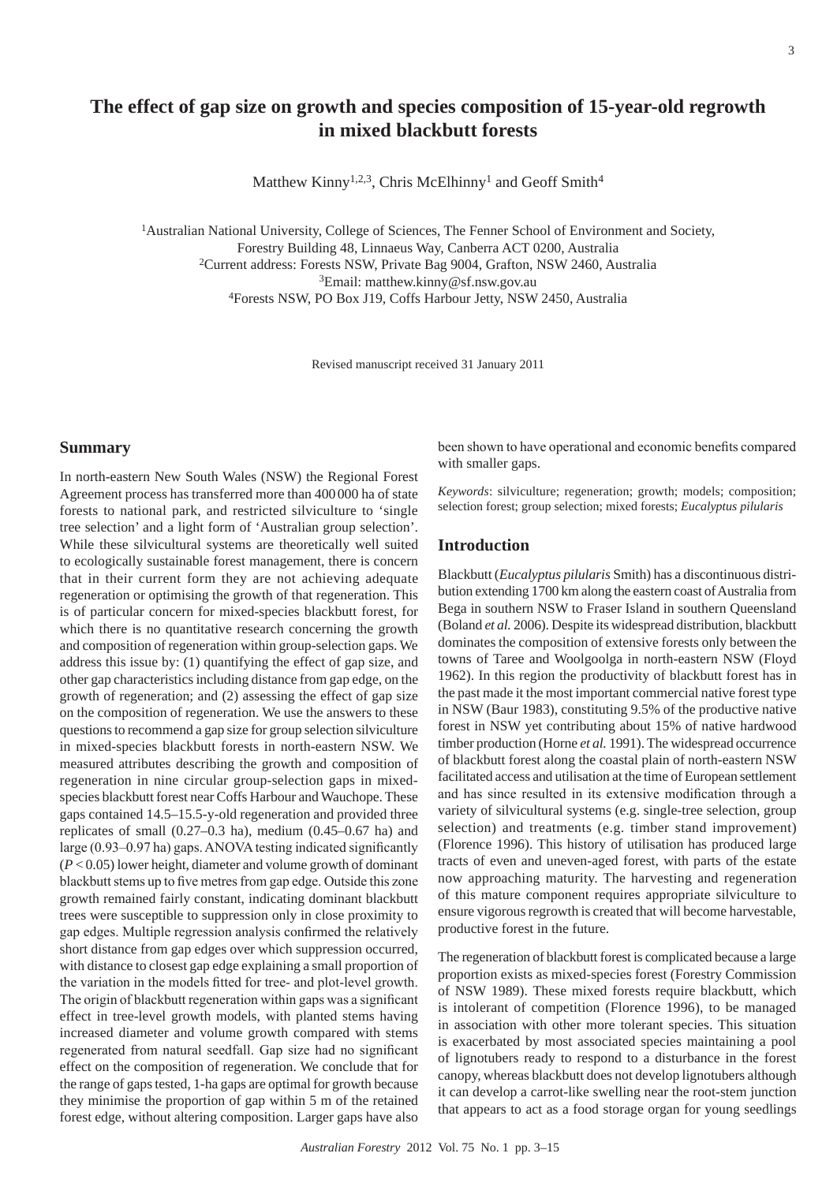# The effect of gap size on growth and species composition of 15-year-old regrowth in mixed blackbutt forests

Matthew Kinny[1,2,3], Chris McElhinny[1] and Geoff Smith[4]

[1]Australian National University, College of Sciences, The Fenner School of Environment and Society, Forestry Building 48, Linnaeus Way, Canberra ACT 0200, Australia
[2]Current address: Forests NSW, Private Bag 9004, Grafton, NSW 2460, Australia
[3]Email: matthew.kinny@sf.nsw.gov.au
[4]Forests NSW, PO Box J19, Coffs Harbour Jetty, NSW 2450, Australia

Revised manuscript received 31 January 2011

## Summary

In north-eastern New South Wales (NSW) the Regional Forest Agreement process has transferred more than 400 000 ha of state forests to national park, and restricted silviculture to 'single tree selection' and a light form of 'Australian group selection'. While these silvicultural systems are theoretically well suited to ecologically sustainable forest management, there is concern that in their current form they are not achieving adequate regeneration or optimising the growth of that regeneration. This is of particular concern for mixed-species blackbutt forest, for which there is no quantitative research concerning the growth and composition of regeneration within group-selection gaps. We address this issue by: (1) quantifying the effect of gap size, and other gap characteristics including distance from gap edge, on the growth of regeneration; and (2) assessing the effect of gap size on the composition of regeneration. We use the answers to these questions to recommend a gap size for group selection silviculture in mixed-species blackbutt forests in north-eastern NSW. We measured attributes describing the growth and composition of regeneration in nine circular group-selection gaps in mixed-species blackbutt forest near Coffs Harbour and Wauchope. These gaps contained 14.5–15.5-y-old regeneration and provided three replicates of small (0.27–0.3 ha), medium (0.45–0.67 ha) and large (0.93–0.97 ha) gaps. ANOVA testing indicated significantly ($P < 0.05$) lower height, diameter and volume growth of dominant blackbutt stems up to five metres from gap edge. Outside this zone growth remained fairly constant, indicating dominant blackbutt trees were susceptible to suppression only in close proximity to gap edges. Multiple regression analysis confirmed the relatively short distance from gap edges over which suppression occurred, with distance to closest gap edge explaining a small proportion of the variation in the models fitted for tree- and plot-level growth. The origin of blackbutt regeneration within gaps was a significant effect in tree-level growth models, with planted stems having increased diameter and volume growth compared with stems regenerated from natural seedfall. Gap size had no significant effect on the composition of regeneration. We conclude that for the range of gaps tested, 1-ha gaps are optimal for growth because they minimise the proportion of gap within 5 m of the retained forest edge, without altering composition. Larger gaps have also been shown to have operational and economic benefits compared with smaller gaps.

*Keywords*: silviculture; regeneration; growth; models; composition; selection forest; group selection; mixed forests; *Eucalyptus pilularis*

## Introduction

Blackbutt (*Eucalyptus pilularis* Smith) has a discontinuous distribution extending 1700 km along the eastern coast of Australia from Bega in southern NSW to Fraser Island in southern Queensland (Boland *et al.* 2006). Despite its widespread distribution, blackbutt dominates the composition of extensive forests only between the towns of Taree and Woolgoolga in north-eastern NSW (Floyd 1962). In this region the productivity of blackbutt forest has in the past made it the most important commercial native forest type in NSW (Baur 1983), constituting 9.5% of the productive native forest in NSW yet contributing about 15% of native hardwood timber production (Horne *et al.* 1991). The widespread occurrence of blackbutt forest along the coastal plain of north-eastern NSW facilitated access and utilisation at the time of European settlement and has since resulted in its extensive modification through a variety of silvicultural systems (e.g. single-tree selection, group selection) and treatments (e.g. timber stand improvement) (Florence 1996). This history of utilisation has produced large tracts of even and uneven-aged forest, with parts of the estate now approaching maturity. The harvesting and regeneration of this mature component requires appropriate silviculture to ensure vigorous regrowth is created that will become harvestable, productive forest in the future.

The regeneration of blackbutt forest is complicated because a large proportion exists as mixed-species forest (Forestry Commission of NSW 1989). These mixed forests require blackbutt, which is intolerant of competition (Florence 1996), to be managed in association with other more tolerant species. This situation is exacerbated by most associated species maintaining a pool of lignotubers ready to respond to a disturbance in the forest canopy, whereas blackbutt does not develop lignotubers although it can develop a carrot-like swelling near the root-stem junction that appears to act as a food storage organ for young seedlings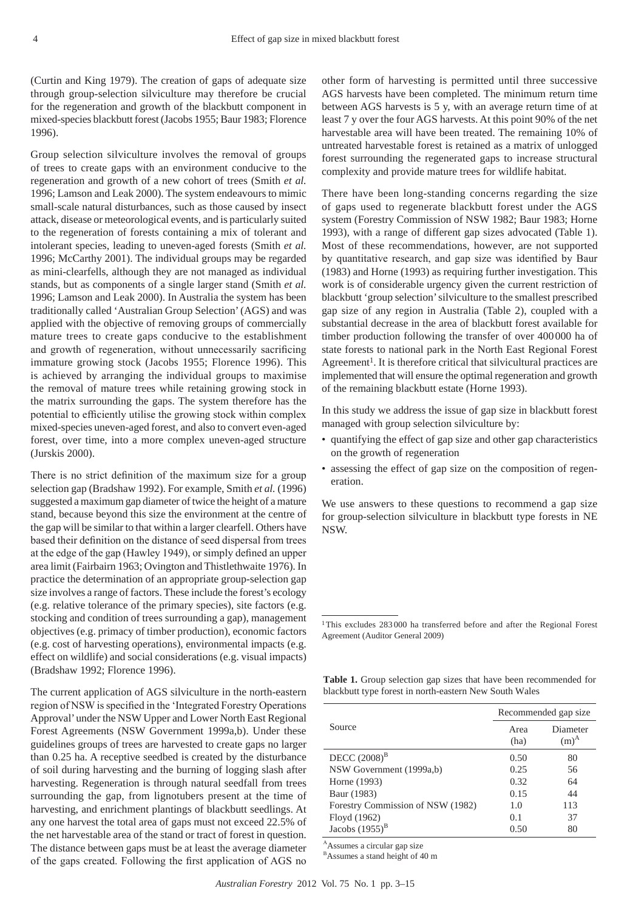(Curtin and King 1979). The creation of gaps of adequate size through group-selection silviculture may therefore be crucial for the regeneration and growth of the blackbutt component in mixed-species blackbutt forest (Jacobs 1955; Baur 1983; Florence 1996).

Group selection silviculture involves the removal of groups of trees to create gaps with an environment conducive to the regeneration and growth of a new cohort of trees (Smith *et al.* 1996; Lamson and Leak 2000). The system endeavours to mimic small-scale natural disturbances, such as those caused by insect attack, disease or meteorological events, and is particularly suited to the regeneration of forests containing a mix of tolerant and intolerant species, leading to uneven-aged forests (Smith *et al.* 1996; McCarthy 2001). The individual groups may be regarded as mini-clearfells, although they are not managed as individual stands, but as components of a single larger stand (Smith *et al.* 1996; Lamson and Leak 2000). In Australia the system has been traditionally called 'Australian Group Selection' (AGS) and was applied with the objective of removing groups of commercially mature trees to create gaps conducive to the establishment and growth of regeneration, without unnecessarily sacrificing immature growing stock (Jacobs 1955; Florence 1996). This is achieved by arranging the individual groups to maximise the removal of mature trees while retaining growing stock in the matrix surrounding the gaps. The system therefore has the potential to efficiently utilise the growing stock within complex mixed-species uneven-aged forest, and also to convert even-aged forest, over time, into a more complex uneven-aged structure (Jurskis 2000).

There is no strict definition of the maximum size for a group selection gap (Bradshaw 1992). For example, Smith *et al.* (1996) suggested a maximum gap diameter of twice the height of a mature stand, because beyond this size the environment at the centre of the gap will be similar to that within a larger clearfell. Others have based their definition on the distance of seed dispersal from trees at the edge of the gap (Hawley 1949), or simply defined an upper area limit (Fairbairn 1963; Ovington and Thistlethwaite 1976). In practice the determination of an appropriate group-selection gap size involves a range of factors. These include the forest's ecology (e.g. relative tolerance of the primary species), site factors (e.g. stocking and condition of trees surrounding a gap), management objectives (e.g. primacy of timber production), economic factors (e.g. cost of harvesting operations), environmental impacts (e.g. effect on wildlife) and social considerations (e.g. visual impacts) (Bradshaw 1992; Florence 1996).

The current application of AGS silviculture in the north-eastern region of NSW is specified in the 'Integrated Forestry Operations Approval' under the NSW Upper and Lower North East Regional Forest Agreements (NSW Government 1999a,b). Under these guidelines groups of trees are harvested to create gaps no larger than 0.25 ha. A receptive seedbed is created by the disturbance of soil during harvesting and the burning of logging slash after harvesting. Regeneration is through natural seedfall from trees surrounding the gap, from lignotubers present at the time of harvesting, and enrichment plantings of blackbutt seedlings. At any one harvest the total area of gaps must not exceed 22.5% of the net harvestable area of the stand or tract of forest in question. The distance between gaps must be at least the average diameter of the gaps created. Following the first application of AGS no other form of harvesting is permitted until three successive AGS harvests have been completed. The minimum return time between AGS harvests is 5 y, with an average return time of at least 7 y over the four AGS harvests. At this point 90% of the net harvestable area will have been treated. The remaining 10% of untreated harvestable forest is retained as a matrix of unlogged forest surrounding the regenerated gaps to increase structural complexity and provide mature trees for wildlife habitat.

There have been long-standing concerns regarding the size of gaps used to regenerate blackbutt forest under the AGS system (Forestry Commission of NSW 1982; Baur 1983; Horne 1993), with a range of different gap sizes advocated (Table 1). Most of these recommendations, however, are not supported by quantitative research, and gap size was identified by Baur (1983) and Horne (1993) as requiring further investigation. This work is of considerable urgency given the current restriction of blackbutt 'group selection' silviculture to the smallest prescribed gap size of any region in Australia (Table 2), coupled with a substantial decrease in the area of blackbutt forest available for timber production following the transfer of over 400 000 ha of state forests to national park in the North East Regional Forest Agreement[1]. It is therefore critical that silvicultural practices are implemented that will ensure the optimal regeneration and growth of the remaining blackbutt estate (Horne 1993).

In this study we address the issue of gap size in blackbutt forest managed with group selection silviculture by:

- quantifying the effect of gap size and other gap characteristics on the growth of regeneration
- assessing the effect of gap size on the composition of regeneration.

We use answers to these questions to recommend a gap size for group-selection silviculture in blackbutt type forests in NE NSW.

[1]This excludes 283 000 ha transferred before and after the Regional Forest Agreement (Auditor General 2009)

**Table 1.** Group selection gap sizes that have been recommended for blackbutt type forest in north-eastern New South Wales

| Source | Recommended gap size | |
|---|---|---|
| | Area (ha) | Diameter (m)[A] |
| DECC (2008)[B] | 0.50 | 80 |
| NSW Government (1999a,b) | 0.25 | 56 |
| Horne (1993) | 0.32 | 64 |
| Baur (1983) | 0.15 | 44 |
| Forestry Commission of NSW (1982) | 1.0 | 113 |
| Floyd (1962) | 0.1 | 37 |
| Jacobs (1955)[B] | 0.50 | 80 |

[A]Assumes a circular gap size
[B]Assumes a stand height of 40 m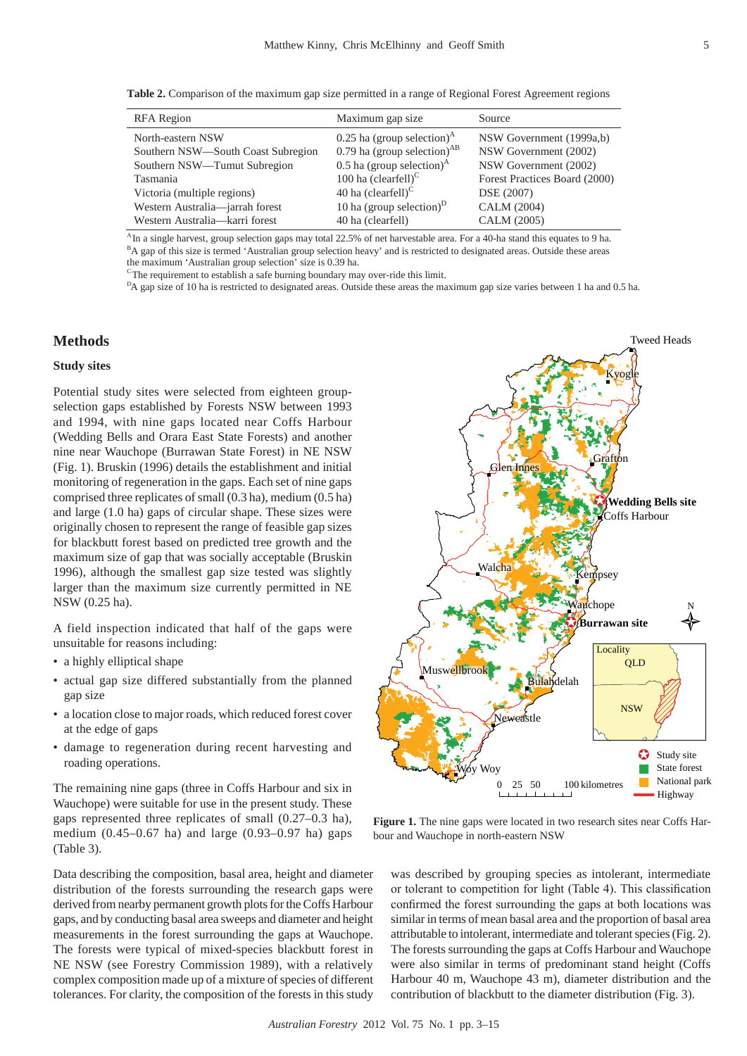**Table 2.** Comparison of the maximum gap size permitted in a range of Regional Forest Agreement regions

| RFA Region | Maximum gap size | Source |
|---|---|---|
| North-eastern NSW | 0.25 ha (group selection)[A] | NSW Government (1999a,b) |
| Southern NSW—South Coast Subregion | 0.79 ha (group selection)[AB] | NSW Government (2002) |
| Southern NSW—Tumut Subregion | 0.5 ha (group selection)[A] | NSW Government (2002) |
| Tasmania | 100 ha (clearfell)[C] | Forest Practices Board (2000) |
| Victoria (multiple regions) | 40 ha (clearfell)[C] | DSE (2007) |
| Western Australia—jarrah forest | 10 ha (group selection)[D] | CALM (2004) |
| Western Australia—karri forest | 40 ha (clearfell) | CALM (2005) |

[A] In a single harvest, group selection gaps may total 22.5% of net harvestable area. For a 40-ha stand this equates to 9 ha.
[B] A gap of this size is termed 'Australian group selection heavy' and is restricted to designated areas. Outside these areas the maximum 'Australian group selection' size is 0.39 ha.
[C] The requirement to establish a safe burning boundary may over-ride this limit.
[D] A gap size of 10 ha is restricted to designated areas. Outside these areas the maximum gap size varies between 1 ha and 0.5 ha.

## Methods

### Study sites

Potential study sites were selected from eighteen group-selection gaps established by Forests NSW between 1993 and 1994, with nine gaps located near Coffs Harbour (Wedding Bells and Orara East State Forests) and another nine near Wauchope (Burrawan State Forest) in NE NSW (Fig. 1). Bruskin (1996) details the establishment and initial monitoring of regeneration in the gaps. Each set of nine gaps comprised three replicates of small (0.3 ha), medium (0.5 ha) and large (1.0 ha) gaps of circular shape. These sizes were originally chosen to represent the range of feasible gap sizes for blackbutt forest based on predicted tree growth and the maximum size of gap that was socially acceptable (Bruskin 1996), although the smallest gap size tested was slightly larger than the maximum size currently permitted in NE NSW (0.25 ha).

A field inspection indicated that half of the gaps were unsuitable for reasons including:

- a highly elliptical shape
- actual gap size differed substantially from the planned gap size
- a location close to major roads, which reduced forest cover at the edge of gaps
- damage to regeneration during recent harvesting and roading operations.

The remaining nine gaps (three in Coffs Harbour and six in Wauchope) were suitable for use in the present study. These gaps represented three replicates of small (0.27–0.3 ha), medium (0.45–0.67 ha) and large (0.93–0.97 ha) gaps (Table 3).

**Figure 1.** The nine gaps were located in two research sites near Coffs Harbour and Wauchope in north-eastern NSW

Data describing the composition, basal area, height and diameter distribution of the forests surrounding the research gaps were derived from nearby permanent growth plots for the Coffs Harbour gaps, and by conducting basal area sweeps and diameter and height measurements in the forest surrounding the gaps at Wauchope. The forests were typical of mixed-species blackbutt forest in NE NSW (see Forestry Commission 1989), with a relatively complex composition made up of a mixture of species of different tolerances. For clarity, the composition of the forests in this study was described by grouping species as intolerant, intermediate or tolerant to competition for light (Table 4). This classification confirmed the forest surrounding the gaps at both locations was similar in terms of mean basal area and the proportion of basal area attributable to intolerant, intermediate and tolerant species (Fig. 2). The forests surrounding the gaps at Coffs Harbour and Wauchope were also similar in terms of predominant stand height (Coffs Harbour 40 m, Wauchope 43 m), diameter distribution and the contribution of blackbutt to the diameter distribution (Fig. 3).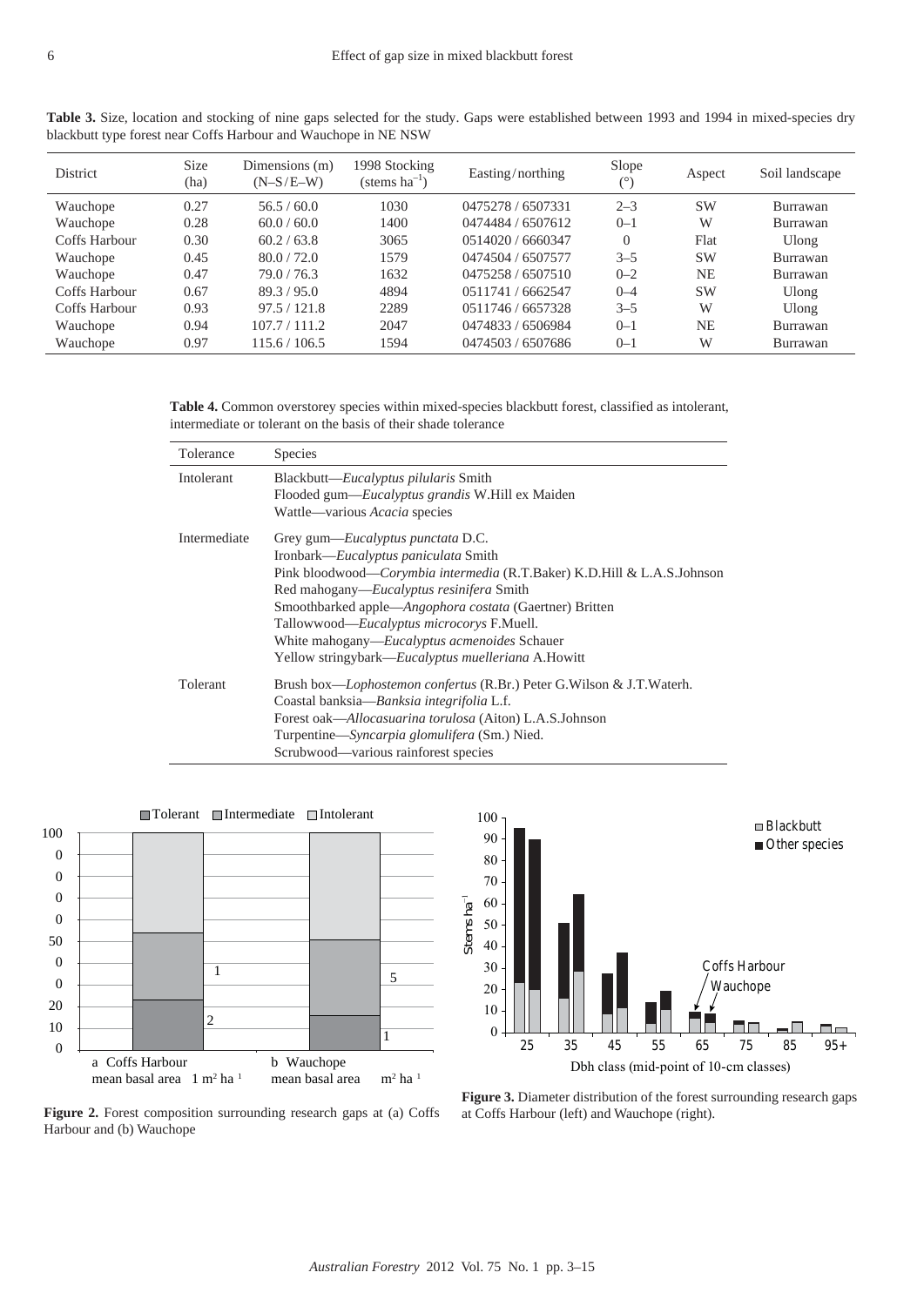**Table 3.** Size, location and stocking of nine gaps selected for the study. Gaps were established between 1993 and 1994 in mixed-species dry blackbutt type forest near Coffs Harbour and Wauchope in NE NSW

| District | Size (ha) | Dimensions (m) (N–S/E–W) | 1998 Stocking (stems $ha^{-1}$) | Easting/northing | Slope (°) | Aspect | Soil landscape |
|---|---|---|---|---|---|---|---|
| Wauchope | 0.27 | 56.5 / 60.0 | 1030 | 0475278 / 6507331 | 2–3 | SW | Burrawan |
| Wauchope | 0.28 | 60.0 / 60.0 | 1400 | 0474484 / 6507612 | 0–1 | W | Burrawan |
| Coffs Harbour | 0.30 | 60.2 / 63.8 | 3065 | 0514020 / 6660347 | 0 | Flat | Ulong |
| Wauchope | 0.45 | 80.0 / 72.0 | 1579 | 0474504 / 6507577 | 3–5 | SW | Burrawan |
| Wauchope | 0.47 | 79.0 / 76.3 | 1632 | 0475258 / 6507510 | 0–2 | NE | Burrawan |
| Coffs Harbour | 0.67 | 89.3 / 95.0 | 4894 | 0511741 / 6662547 | 0–4 | SW | Ulong |
| Coffs Harbour | 0.93 | 97.5 / 121.8 | 2289 | 0511746 / 6657328 | 3–5 | W | Ulong |
| Wauchope | 0.94 | 107.7 / 111.2 | 2047 | 0474833 / 6506984 | 0–1 | NE | Burrawan |
| Wauchope | 0.97 | 115.6 / 106.5 | 1594 | 0474503 / 6507686 | 0–1 | W | Burrawan |

**Table 4.** Common overstorey species within mixed-species blackbutt forest, classified as intolerant, intermediate or tolerant on the basis of their shade tolerance

| Tolerance | Species |
|---|---|
| Intolerant | Blackbutt—*Eucalyptus pilularis* Smith<br>Flooded gum—*Eucalyptus grandis* W.Hill ex Maiden<br>Wattle—various *Acacia* species |
| Intermediate | Grey gum—*Eucalyptus punctata* D.C.<br>Ironbark—*Eucalyptus paniculata* Smith<br>Pink bloodwood—*Corymbia intermedia* (R.T.Baker) K.D.Hill & L.A.S.Johnson<br>Red mahogany—*Eucalyptus resinifera* Smith<br>Smoothbarked apple—*Angophora costata* (Gaertner) Britten<br>Tallowwood—*Eucalyptus microcorys* F.Muell.<br>White mahogany—*Eucalyptus acmenoides* Schauer<br>Yellow stringybark—*Eucalyptus muelleriana* A.Howitt |
| Tolerant | Brush box—*Lophostemon confertus* (R.Br.) Peter G.Wilson & J.T.Waterh.<br>Coastal banksia—*Banksia integrifolia* L.f.<br>Forest oak—*Allocasuarina torulosa* (Aiton) L.A.S.Johnson<br>Turpentine—*Syncarpia glomulifera* (Sm.) Nied.<br>Scrubwood—various rainforest species |

**Figure 2.** Forest composition surrounding research gaps at (a) Coffs Harbour and (b) Wauchope

**Figure 3.** Diameter distribution of the forest surrounding research gaps at Coffs Harbour (left) and Wauchope (right).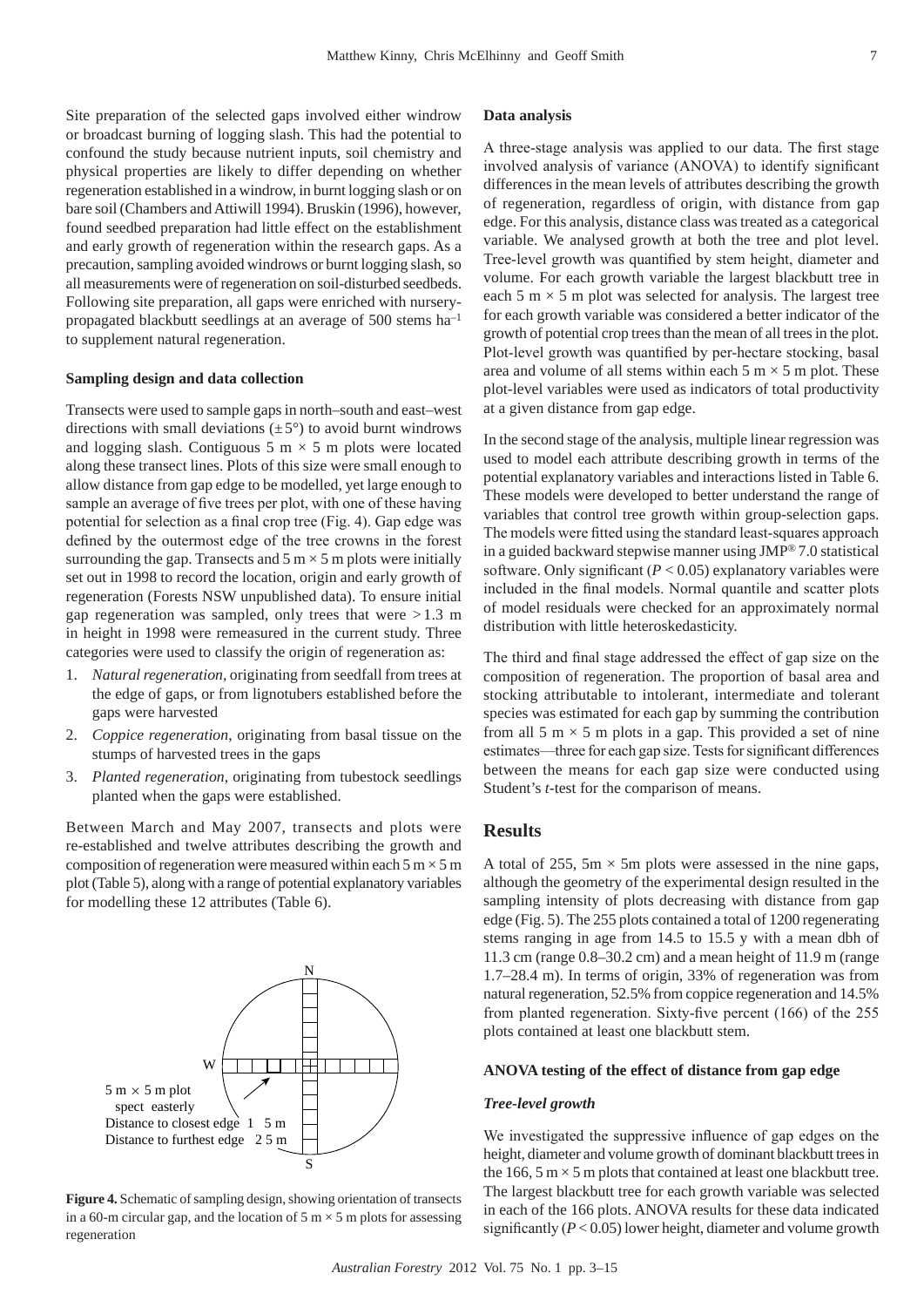Site preparation of the selected gaps involved either windrow or broadcast burning of logging slash. This had the potential to confound the study because nutrient inputs, soil chemistry and physical properties are likely to differ depending on whether regeneration established in a windrow, in burnt logging slash or on bare soil (Chambers and Attiwill 1994). Bruskin (1996), however, found seedbed preparation had little effect on the establishment and early growth of regeneration within the research gaps. As a precaution, sampling avoided windrows or burnt logging slash, so all measurements were of regeneration on soil-disturbed seedbeds. Following site preparation, all gaps were enriched with nursery-propagated blackbutt seedlings at an average of 500 stems ha$^{-1}$ to supplement natural regeneration.

### Sampling design and data collection

Transects were used to sample gaps in north–south and east–west directions with small deviations (±5°) to avoid burnt windrows and logging slash. Contiguous 5 m × 5 m plots were located along these transect lines. Plots of this size were small enough to allow distance from gap edge to be modelled, yet large enough to sample an average of five trees per plot, with one of these having potential for selection as a final crop tree (Fig. 4). Gap edge was defined by the outermost edge of the tree crowns in the forest surrounding the gap. Transects and 5 m × 5 m plots were initially set out in 1998 to record the location, origin and early growth of regeneration (Forests NSW unpublished data). To ensure initial gap regeneration was sampled, only trees that were >1.3 m in height in 1998 were remeasured in the current study. Three categories were used to classify the origin of regeneration as:

1. *Natural regeneration*, originating from seedfall from trees at the edge of gaps, or from lignotubers established before the gaps were harvested
2. *Coppice regeneration*, originating from basal tissue on the stumps of harvested trees in the gaps
3. *Planted regeneration*, originating from tubestock seedlings planted when the gaps were established.

Between March and May 2007, transects and plots were re-established and twelve attributes describing the growth and composition of regeneration were measured within each 5 m × 5 m plot (Table 5), along with a range of potential explanatory variables for modelling these 12 attributes (Table 6).

N

W

5 m × 5 m plot
spect easterly
Distance to closest edge 1 5 m
Distance to furthest edge 2 5 m

S

**Figure 4.** Schematic of sampling design, showing orientation of transects in a 60-m circular gap, and the location of 5 m × 5 m plots for assessing regeneration

### Data analysis

A three-stage analysis was applied to our data. The first stage involved analysis of variance (ANOVA) to identify significant differences in the mean levels of attributes describing the growth of regeneration, regardless of origin, with distance from gap edge. For this analysis, distance class was treated as a categorical variable. We analysed growth at both the tree and plot level. Tree-level growth was quantified by stem height, diameter and volume. For each growth variable the largest blackbutt tree in each 5 m × 5 m plot was selected for analysis. The largest tree for each growth variable was considered a better indicator of the growth of potential crop trees than the mean of all trees in the plot. Plot-level growth was quantified by per-hectare stocking, basal area and volume of all stems within each 5 m × 5 m plot. These plot-level variables were used as indicators of total productivity at a given distance from gap edge.

In the second stage of the analysis, multiple linear regression was used to model each attribute describing growth in terms of the potential explanatory variables and interactions listed in Table 6. These models were developed to better understand the range of variables that control tree growth within group-selection gaps. The models were fitted using the standard least-squares approach in a guided backward stepwise manner using JMP® 7.0 statistical software. Only significant ($P < 0.05$) explanatory variables were included in the final models. Normal quantile and scatter plots of model residuals were checked for an approximately normal distribution with little heteroskedasticity.

The third and final stage addressed the effect of gap size on the composition of regeneration. The proportion of basal area and stocking attributable to intolerant, intermediate and tolerant species was estimated for each gap by summing the contribution from all 5 m × 5 m plots in a gap. This provided a set of nine estimates—three for each gap size. Tests for significant differences between the means for each gap size were conducted using Student's *t*-test for the comparison of means.

## Results

A total of 255, 5m × 5m plots were assessed in the nine gaps, although the geometry of the experimental design resulted in the sampling intensity of plots decreasing with distance from gap edge (Fig. 5). The 255 plots contained a total of 1200 regenerating stems ranging in age from 14.5 to 15.5 y with a mean dbh of 11.3 cm (range 0.8–30.2 cm) and a mean height of 11.9 m (range 1.7–28.4 m). In terms of origin, 33% of regeneration was from natural regeneration, 52.5% from coppice regeneration and 14.5% from planted regeneration. Sixty-five percent (166) of the 255 plots contained at least one blackbutt stem.

### ANOVA testing of the effect of distance from gap edge

#### *Tree-level growth*

We investigated the suppressive influence of gap edges on the height, diameter and volume growth of dominant blackbutt trees in the 166, 5 m × 5 m plots that contained at least one blackbutt tree. The largest blackbutt tree for each growth variable was selected in each of the 166 plots. ANOVA results for these data indicated significantly ($P < 0.05$) lower height, diameter and volume growth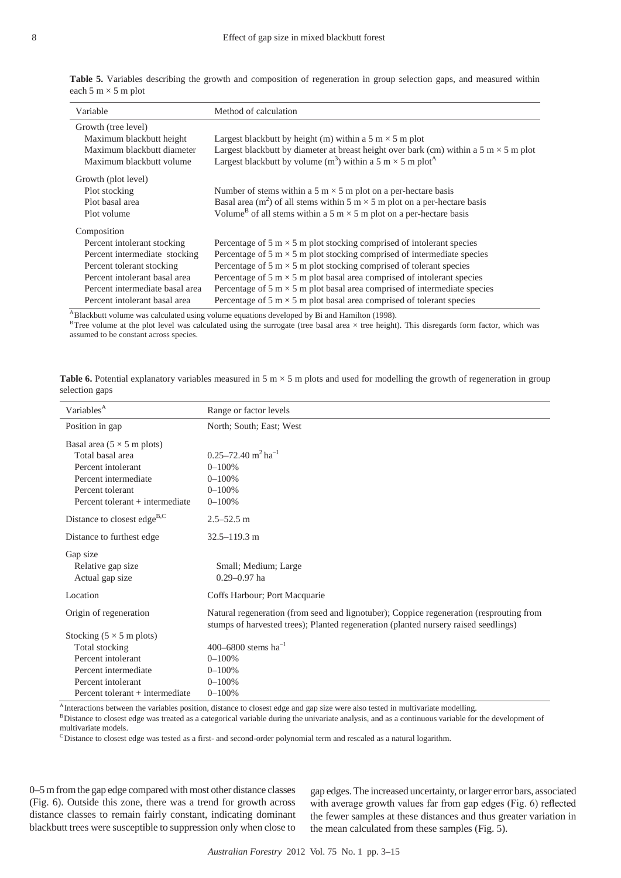**Table 5.** Variables describing the growth and composition of regeneration in group selection gaps, and measured within each 5 m × 5 m plot

| Variable | Method of calculation |
|---|---|
| Growth (tree level) | |
| Maximum blackbutt height | Largest blackbutt by height (m) within a 5 m × 5 m plot |
| Maximum blackbutt diameter | Largest blackbutt by diameter at breast height over bark (cm) within a 5 m × 5 m plot |
| Maximum blackbutt volume | Largest blackbutt by volume ($m^3$) within a 5 m × 5 m plot[A] |
| Growth (plot level) | |
| Plot stocking | Number of stems within a 5 m × 5 m plot on a per-hectare basis |
| Plot basal area | Basal area ($m^2$) of all stems within 5 m × 5 m plot on a per-hectare basis |
| Plot volume | Volume[B] of all stems within a 5 m × 5 m plot on a per-hectare basis |
| Composition | |
| Percent intolerant stocking | Percentage of 5 m × 5 m plot stocking comprised of intolerant species |
| Percent intermediate stocking | Percentage of 5 m × 5 m plot stocking comprised of intermediate species |
| Percent tolerant stocking | Percentage of 5 m × 5 m plot stocking comprised of tolerant species |
| Percent intolerant basal area | Percentage of 5 m × 5 m plot basal area comprised of intolerant species |
| Percent intermediate basal area | Percentage of 5 m × 5 m plot basal area comprised of intermediate species |
| Percent intolerant basal area | Percentage of 5 m × 5 m plot basal area comprised of tolerant species |

[A]Blackbutt volume was calculated using volume equations developed by Bi and Hamilton (1998).
[B]Tree volume at the plot level was calculated using the surrogate (tree basal area × tree height). This disregards form factor, which was assumed to be constant across species.

**Table 6.** Potential explanatory variables measured in 5 m × 5 m plots and used for modelling the growth of regeneration in group selection gaps

| Variables[A] | Range or factor levels |
|---|---|
| Position in gap | North; South; East; West |
| Basal area (5 × 5 m plots) | |
| Total basal area | 0.25–72.40 $m^2 ha^{-1}$ |
| Percent intolerant | 0–100% |
| Percent intermediate | 0–100% |
| Percent tolerant | 0–100% |
| Percent tolerant + intermediate | 0–100% |
| Distance to closest edge[B,C] | 2.5–52.5 m |
| Distance to furthest edge | 32.5–119.3 m |
| Gap size | |
| Relative gap size | Small; Medium; Large |
| Actual gap size | 0.29–0.97 ha |
| Location | Coffs Harbour; Port Macquarie |
| Origin of regeneration | Natural regeneration (from seed and lignotuber); Coppice regeneration (resprouting from stumps of harvested trees); Planted regeneration (planted nursery raised seedlings) |
| Stocking (5 × 5 m plots) | |
| Total stocking | 400–6800 stems $ha^{-1}$ |
| Percent intolerant | 0–100% |
| Percent intermediate | 0–100% |
| Percent intolerant | 0–100% |
| Percent tolerant + intermediate | 0–100% |

[A]Interactions between the variables position, distance to closest edge and gap size were also tested in multivariate modelling.
[B]Distance to closest edge was treated as a categorical variable during the univariate analysis, and as a continuous variable for the development of multivariate models.
[C]Distance to closest edge was tested as a first- and second-order polynomial term and rescaled as a natural logarithm.

0–5 m from the gap edge compared with most other distance classes (Fig. 6). Outside this zone, there was a trend for growth across distance classes to remain fairly constant, indicating dominant blackbutt trees were susceptible to suppression only when close to gap edges. The increased uncertainty, or larger error bars, associated with average growth values far from gap edges (Fig. 6) reflected the fewer samples at these distances and thus greater variation in the mean calculated from these samples (Fig. 5).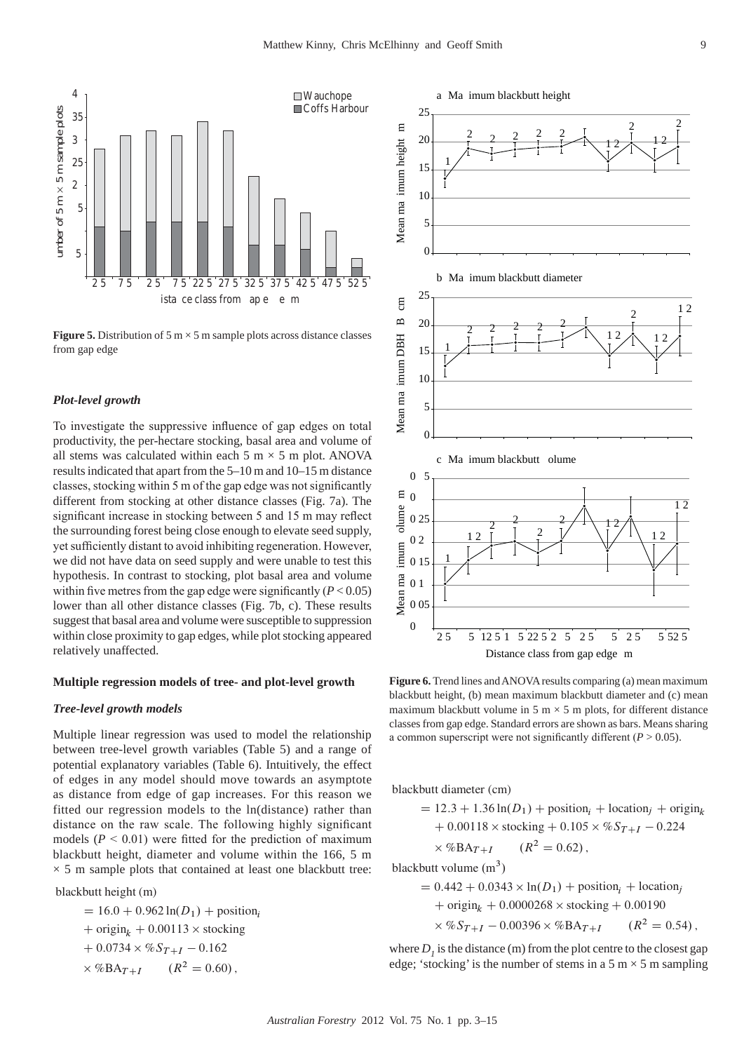**Figure 5.** Distribution of 5 m × 5 m sample plots across distance classes from gap edge

### *Plot-level growth*

To investigate the suppressive influence of gap edges on total productivity, the per-hectare stocking, basal area and volume of all stems was calculated within each 5 m × 5 m plot. ANOVA results indicated that apart from the 5–10 m and 10–15 m distance classes, stocking within 5 m of the gap edge was not significantly different from stocking at other distance classes (Fig. 7a). The significant increase in stocking between 5 and 15 m may reflect the surrounding forest being close enough to elevate seed supply, yet sufficiently distant to avoid inhibiting regeneration. However, we did not have data on seed supply and were unable to test this hypothesis. In contrast to stocking, plot basal area and volume within five metres from the gap edge were significantly ($P < 0.05$) lower than all other distance classes (Fig. 7b, c). These results suggest that basal area and volume were susceptible to suppression within close proximity to gap edges, while plot stocking appeared relatively unaffected.

## Multiple regression models of tree- and plot-level growth

### *Tree-level growth models*

Multiple linear regression was used to model the relationship between tree-level growth variables (Table 5) and a range of potential explanatory variables (Table 6). Intuitively, the effect of edges in any model should move towards an asymptote as distance from edge of gap increases. For this reason we fitted our regression models to the ln(distance) rather than distance on the raw scale. The following highly significant models ($P < 0.01$) were fitted for the prediction of maximum blackbutt height, diameter and volume within the 166, 5 m × 5 m sample plots that contained at least one blackbutt tree:

blackbutt height (m)

$$= 16.0 + 0.962\ln(D_1) + \text{position}_i + \text{origin}_k + 0.00113 \times \text{stocking} + 0.0734 \times \%S_{T+I} - 0.162 \times \%\text{BA}_{T+I} \qquad (R^2 = 0.60),$$

**Figure 6.** Trend lines and ANOVA results comparing (a) mean maximum blackbutt height, (b) mean maximum blackbutt diameter and (c) mean maximum blackbutt volume in 5 m × 5 m plots, for different distance classes from gap edge. Standard errors are shown as bars. Means sharing a common superscript were not significantly different ($P > 0.05$).

blackbutt diameter (cm)

$$= 12.3 + 1.36\ln(D_1) + \text{position}_i + \text{location}_j + \text{origin}_k + 0.00118 \times \text{stocking} + 0.105 \times \%S_{T+I} - 0.224 \times \%\text{BA}_{T+I} \qquad (R^2 = 0.62),$$

blackbutt volume (m$^3$)

$$= 0.442 + 0.0343 \times \ln(D_1) + \text{position}_i + \text{location}_j + \text{origin}_k + 0.0000268 \times \text{stocking} + 0.00190 \times \%S_{T+I} - 0.00396 \times \%\text{BA}_{T+I} \qquad (R^2 = 0.54),$$

where $D_1$ is the distance (m) from the plot centre to the closest gap edge; 'stocking' is the number of stems in a 5 m × 5 m sampling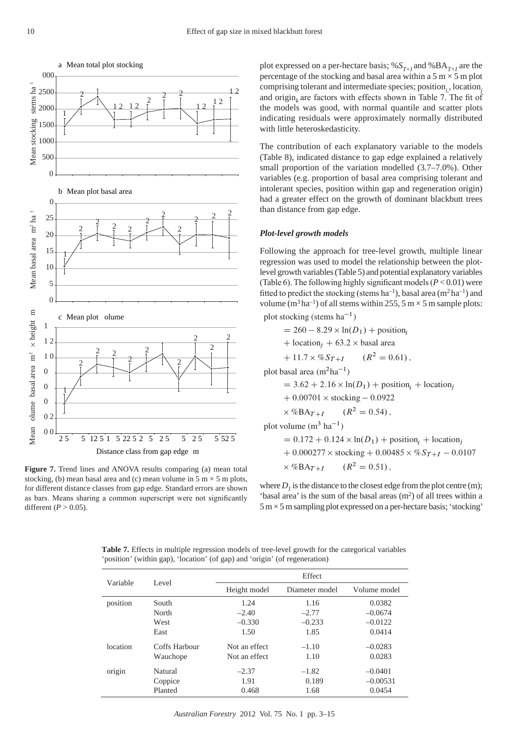Figure 7. Trend lines and ANOVA results comparing (a) mean total stocking, (b) mean basal area and (c) mean volume in 5 m × 5 m plots, for different distance classes from gap edge. Standard errors are shown as bars. Means sharing a common superscript were not significantly different ($P > 0.05$).

plot expressed on a per-hectare basis; $\%S_{T+I}$ and $\%BA_{T+I}$ are the percentage of the stocking and basal area within a 5 m × 5 m plot comprising tolerant and intermediate species; $position_i$, $location_j$ and $origin_k$ are factors with effects shown in Table 7. The fit of the models was good, with normal quantile and scatter plots indicating residuals were approximately normally distributed with little heteroskedasticity.

The contribution of each explanatory variable to the models (Table 8), indicated distance to gap edge explained a relatively small proportion of the variation modelled (3.7–7.0%). Other variables (e.g. proportion of basal area comprising tolerant and intolerant species, position within gap and regeneration origin) had a greater effect on the growth of dominant blackbutt trees than distance from gap edge.

### *Plot-level growth models*

Following the approach for tree-level growth, multiple linear regression was used to model the relationship between the plot-level growth variables (Table 5) and potential explanatory variables (Table 6). The following highly significant models ($P < 0.01$) were fitted to predict the stocking (stems ha$^{-1}$), basal area (m$^2$ ha$^{-1}$) and volume (m$^3$ ha$^{-1}$) of all stems within 255, 5 m × 5 m sample plots:

$$\text{plot stocking (stems ha}^{-1}) = 260 - 8.29 \times \ln(D_1) + \text{position}_i + \text{location}_j + 63.2 \times \text{basal area} + 11.7 \times \%S_{T+I} \qquad (R^2 = 0.61),$$

$$\text{plot basal area (m}^2\text{ha}^{-1}) = 3.62 + 2.16 \times \ln(D_1) + \text{position}_i + \text{location}_j + 0.00701 \times \text{stocking} - 0.0922 \times \%BA_{T+I} \qquad (R^2 = 0.54),$$

$$\text{plot volume (m}^3\text{ ha}^{-1}) = 0.172 + 0.124 \times \ln(D_1) + \text{position}_i + \text{location}_j + 0.000277 \times \text{stocking} + 0.00485 \times \%S_{T+I} - 0.0107 \times \%BA_{T+I} \qquad (R^2 = 0.51),$$

where $D_1$ is the distance to the closest edge from the plot centre (m); 'basal area' is the sum of the basal areas (m$^2$) of all trees within a 5 m × 5 m sampling plot expressed on a per-hectare basis; 'stocking'

**Table 7.** Effects in multiple regression models of tree-level growth for the categorical variables 'position' (within gap), 'location' (of gap) and 'origin' (of regeneration)

| Variable | Level | Effect | | |
|---|---|---|---|---|
| | | Height model | Diameter model | Volume model |
| position | South | 1.24 | 1.16 | 0.0382 |
| | North | –2.40 | –2.77 | –0.0674 |
| | West | –0.330 | –0.233 | –0.0122 |
| | East | 1.50 | 1.85 | 0.0414 |
| location | Coffs Harbour | Not an effect | –1.10 | –0.0283 |
| | Wauchope | Not an effect | 1.10 | 0.0283 |
| origin | Natural | –2.37 | –1.82 | –0.0401 |
| | Coppice | 1.91 | 0.189 | –0.00531 |
| | Planted | 0.468 | 1.68 | 0.0454 |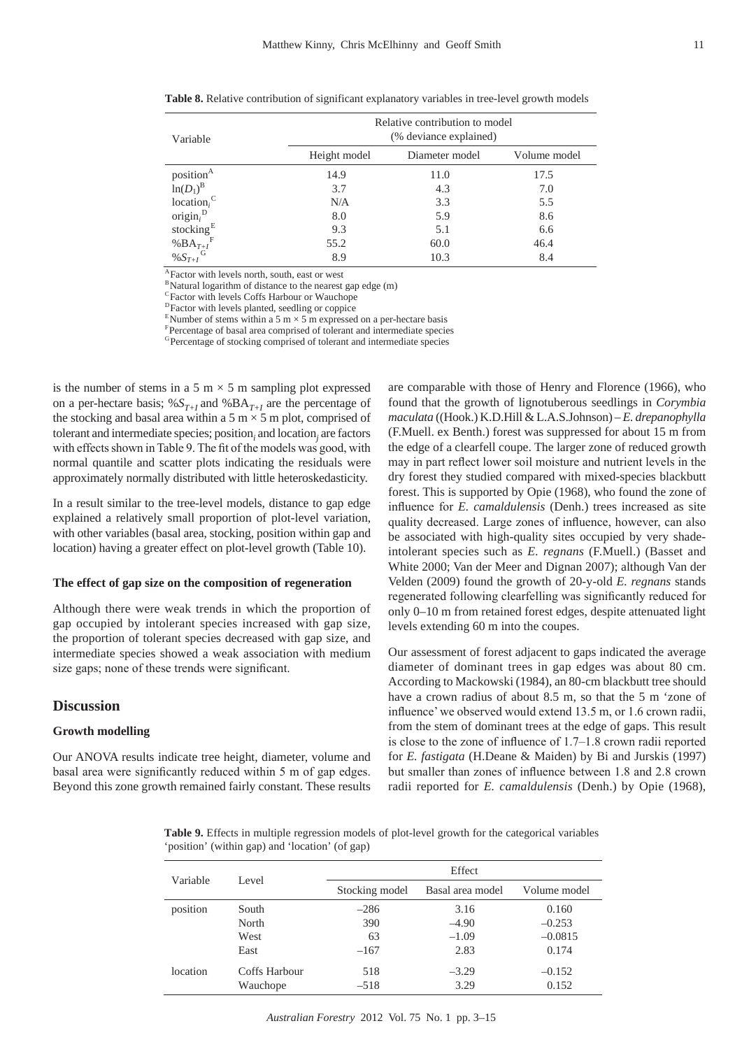**Table 8.** Relative contribution of significant explanatory variables in tree-level growth models

| Variable | Relative contribution to model (% deviance explained) | | |
|---|---|---|---|
| | Height model | Diameter model | Volume model |
| position[A] | 14.9 | 11.0 | 17.5 |
| $\ln(D_1)$[B] | 3.7 | 4.3 | 7.0 |
| $\text{location}_i$[C] | N/A | 3.3 | 5.5 |
| $\text{origin}_i$[D] | 8.0 | 5.9 | 8.6 |
| stocking[E] | 9.3 | 5.1 | 6.6 |
| $\%BA_{T+I}$[F] | 55.2 | 60.0 | 46.4 |
| $\%S_{T+I}$[G] | 8.9 | 10.3 | 8.4 |

[A]Factor with levels north, south, east or west
[B]Natural logarithm of distance to the nearest gap edge (m)
[C]Factor with levels Coffs Harbour or Wauchope
[D]Factor with levels planted, seedling or coppice
[E]Number of stems within a 5 m × 5 m expressed on a per-hectare basis
[F]Percentage of basal area comprised of tolerant and intermediate species
[G]Percentage of stocking comprised of tolerant and intermediate species

is the number of stems in a 5 m × 5 m sampling plot expressed on a per-hectare basis; $\%S_{T+I}$ and $\%BA_{T+I}$ are the percentage of the stocking and basal area within a 5 m × 5 m plot, comprised of tolerant and intermediate species; $\text{position}_i$ and $\text{location}_j$ are factors with effects shown in Table 9. The fit of the models was good, with normal quantile and scatter plots indicating the residuals were approximately normally distributed with little heteroskedasticity.

In a result similar to the tree-level models, distance to gap edge explained a relatively small proportion of plot-level variation, with other variables (basal area, stocking, position within gap and location) having a greater effect on plot-level growth (Table 10).

### The effect of gap size on the composition of regeneration

Although there were weak trends in which the proportion of gap occupied by intolerant species increased with gap size, the proportion of tolerant species decreased with gap size, and intermediate species showed a weak association with medium size gaps; none of these trends were significant.

## Discussion

### Growth modelling

Our ANOVA results indicate tree height, diameter, volume and basal area were significantly reduced within 5 m of gap edges. Beyond this zone growth remained fairly constant. These results are comparable with those of Henry and Florence (1966), who found that the growth of lignotuberous seedlings in *Corymbia maculata* ((Hook.) K.D.Hill & L.A.S.Johnson) – *E. drepanophylla* (F.Muell. ex Benth.) forest was suppressed for about 15 m from the edge of a clearfell coupe. The larger zone of reduced growth may in part reflect lower soil moisture and nutrient levels in the dry forest they studied compared with mixed-species blackbutt forest. This is supported by Opie (1968), who found the zone of influence for *E. camaldulensis* (Denh.) trees increased as site quality decreased. Large zones of influence, however, can also be associated with high-quality sites occupied by very shade-intolerant species such as *E. regnans* (F.Muell.) (Basset and White 2000; Van der Meer and Dignan 2007); although Van der Velden (2009) found the growth of 20-y-old *E. regnans* stands regenerated following clearfelling was significantly reduced for only 0–10 m from retained forest edges, despite attenuated light levels extending 60 m into the coupes.

Our assessment of forest adjacent to gaps indicated the average diameter of dominant trees in gap edges was about 80 cm. According to Mackowski (1984), an 80-cm blackbutt tree should have a crown radius of about 8.5 m, so that the 5 m 'zone of influence' we observed would extend 13.5 m, or 1.6 crown radii, from the stem of dominant trees at the edge of gaps. This result is close to the zone of influence of 1.7–1.8 crown radii reported for *E. fastigata* (H.Deane & Maiden) by Bi and Jurskis (1997) but smaller than zones of influence between 1.8 and 2.8 crown radii reported for *E. camaldulensis* (Denh.) by Opie (1968),

**Table 9.** Effects in multiple regression models of plot-level growth for the categorical variables 'position' (within gap) and 'location' (of gap)

| Variable | Level | Effect | | |
|---|---|---|---|---|
| | | Stocking model | Basal area model | Volume model |
| position | South | –286 | 3.16 | 0.160 |
| | North | 390 | –4.90 | –0.253 |
| | West | 63 | –1.09 | –0.0815 |
| | East | –167 | 2.83 | 0.174 |
| location | Coffs Harbour | 518 | –3.29 | –0.152 |
| | Wauchope | –518 | 3.29 | 0.152 |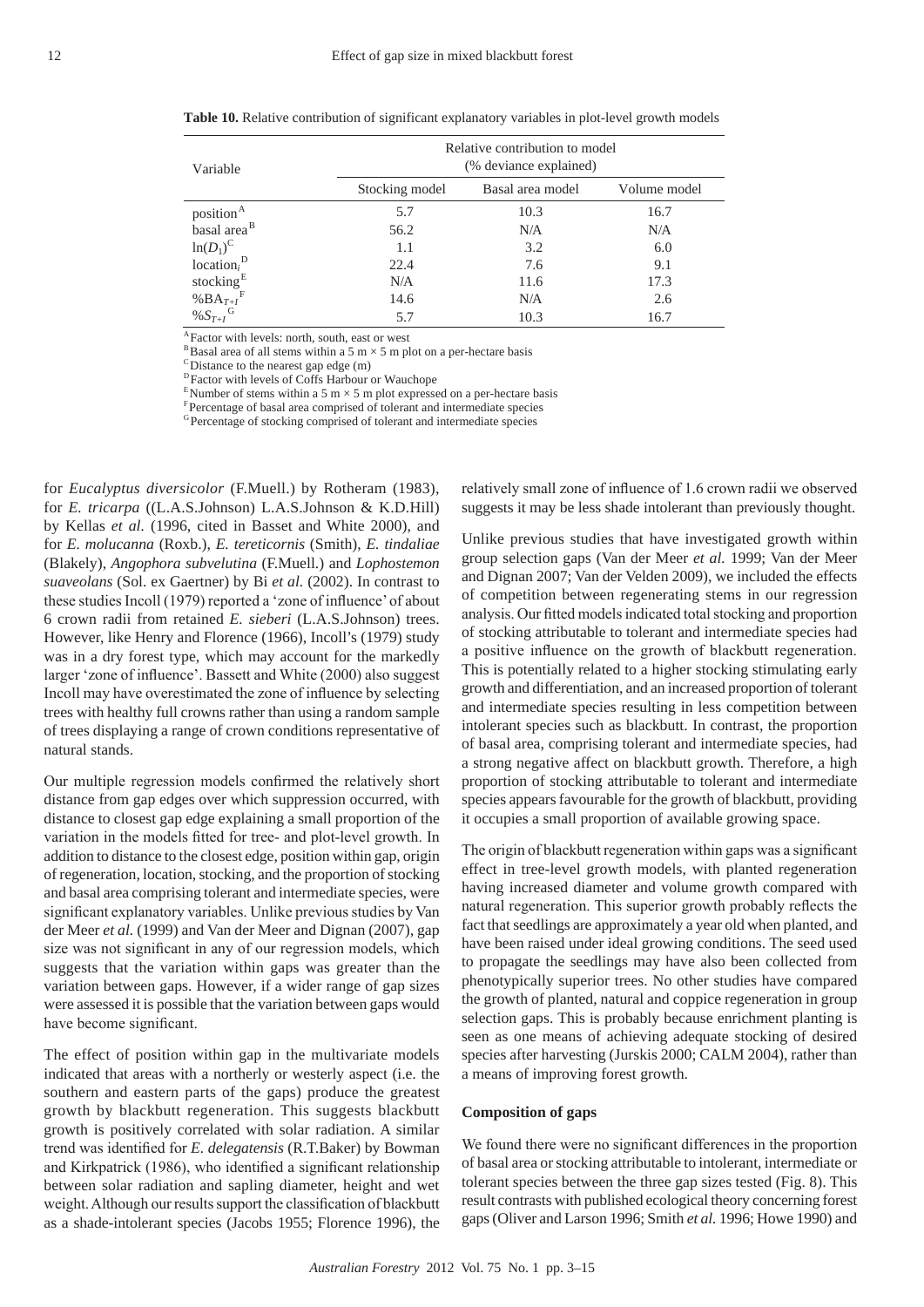**Table 10.** Relative contribution of significant explanatory variables in plot-level growth models

| Variable | Relative contribution to model (% deviance explained) | | |
|---|---|---|---|
| | Stocking model | Basal area model | Volume model |
| position[A] | 5.7 | 10.3 | 16.7 |
| basal area[B] | 56.2 | N/A | N/A |
| $\ln(D_1)$[C] | 1.1 | 3.2 | 6.0 |
| $\text{location}_i$[D] | 22.4 | 7.6 | 9.1 |
| stocking[E] | N/A | 11.6 | 17.3 |
| $\%BA_{T+I}$[F] | 14.6 | N/A | 2.6 |
| $\%S_{T+I}$[G] | 5.7 | 10.3 | 16.7 |

[A] Factor with levels: north, south, east or west
[B] Basal area of all stems within a 5 m × 5 m plot on a per-hectare basis
[C] Distance to the nearest gap edge (m)
[D] Factor with levels of Coffs Harbour or Wauchope
[E] Number of stems within a 5 m × 5 m plot expressed on a per-hectare basis
[F] Percentage of basal area comprised of tolerant and intermediate species
[G] Percentage of stocking comprised of tolerant and intermediate species

for *Eucalyptus diversicolor* (F.Muell.) by Rotheram (1983), for *E. tricarpa* ((L.A.S.Johnson) L.A.S.Johnson & K.D.Hill) by Kellas *et al.* (1996, cited in Basset and White 2000), and for *E. molucanna* (Roxb.), *E. tereticornis* (Smith), *E. tindaliae* (Blakely), *Angophora subvelutina* (F.Muell.) and *Lophostemon suaveolans* (Sol. ex Gaertner) by Bi *et al.* (2002). In contrast to these studies Incoll (1979) reported a 'zone of influence' of about 6 crown radii from retained *E. sieberi* (L.A.S.Johnson) trees. However, like Henry and Florence (1966), Incoll's (1979) study was in a dry forest type, which may account for the markedly larger 'zone of influence'. Bassett and White (2000) also suggest Incoll may have overestimated the zone of influence by selecting trees with healthy full crowns rather than using a random sample of trees displaying a range of crown conditions representative of natural stands.

Our multiple regression models confirmed the relatively short distance from gap edges over which suppression occurred, with distance to closest gap edge explaining a small proportion of the variation in the models fitted for tree- and plot-level growth. In addition to distance to the closest edge, position within gap, origin of regeneration, location, stocking, and the proportion of stocking and basal area comprising tolerant and intermediate species, were significant explanatory variables. Unlike previous studies by Van der Meer *et al.* (1999) and Van der Meer and Dignan (2007), gap size was not significant in any of our regression models, which suggests that the variation within gaps was greater than the variation between gaps. However, if a wider range of gap sizes were assessed it is possible that the variation between gaps would have become significant.

The effect of position within gap in the multivariate models indicated that areas with a northerly or westerly aspect (i.e. the southern and eastern parts of the gaps) produce the greatest growth by blackbutt regeneration. This suggests blackbutt growth is positively correlated with solar radiation. A similar trend was identified for *E. delegatensis* (R.T.Baker) by Bowman and Kirkpatrick (1986), who identified a significant relationship between solar radiation and sapling diameter, height and wet weight. Although our results support the classification of blackbutt as a shade-intolerant species (Jacobs 1955; Florence 1996), the relatively small zone of influence of 1.6 crown radii we observed suggests it may be less shade intolerant than previously thought.

Unlike previous studies that have investigated growth within group selection gaps (Van der Meer *et al.* 1999; Van der Meer and Dignan 2007; Van der Velden 2009), we included the effects of competition between regenerating stems in our regression analysis. Our fitted models indicated total stocking and proportion of stocking attributable to tolerant and intermediate species had a positive influence on the growth of blackbutt regeneration. This is potentially related to a higher stocking stimulating early growth and differentiation, and an increased proportion of tolerant and intermediate species resulting in less competition between intolerant species such as blackbutt. In contrast, the proportion of basal area, comprising tolerant and intermediate species, had a strong negative affect on blackbutt growth. Therefore, a high proportion of stocking attributable to tolerant and intermediate species appears favourable for the growth of blackbutt, providing it occupies a small proportion of available growing space.

The origin of blackbutt regeneration within gaps was a significant effect in tree-level growth models, with planted regeneration having increased diameter and volume growth compared with natural regeneration. This superior growth probably reflects the fact that seedlings are approximately a year old when planted, and have been raised under ideal growing conditions. The seed used to propagate the seedlings may have also been collected from phenotypically superior trees. No other studies have compared the growth of planted, natural and coppice regeneration in group selection gaps. This is probably because enrichment planting is seen as one means of achieving adequate stocking of desired species after harvesting (Jurskis 2000; CALM 2004), rather than a means of improving forest growth.

### Composition of gaps

We found there were no significant differences in the proportion of basal area or stocking attributable to intolerant, intermediate or tolerant species between the three gap sizes tested (Fig. 8). This result contrasts with published ecological theory concerning forest gaps (Oliver and Larson 1996; Smith *et al.* 1996; Howe 1990) and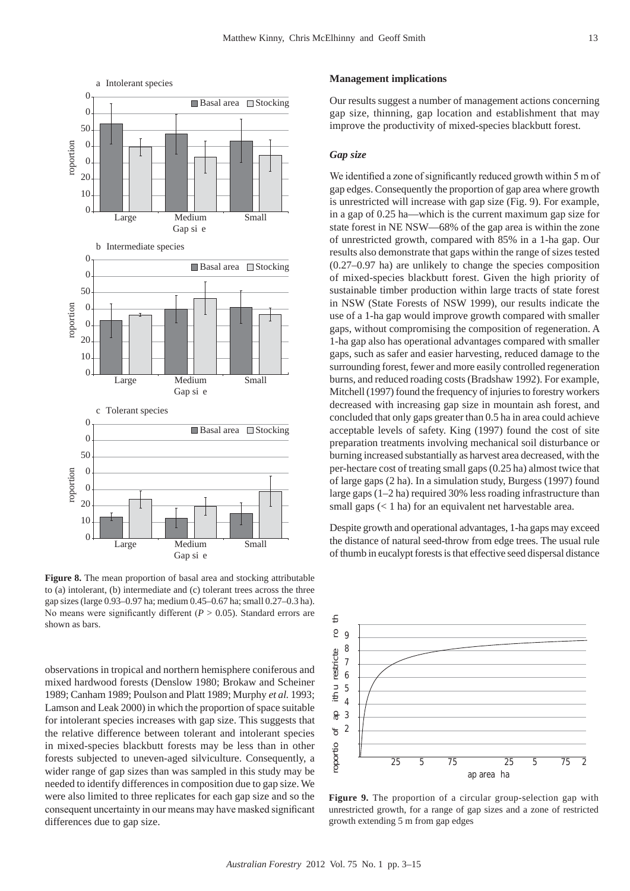**Figure 8.** The mean proportion of basal area and stocking attributable to (a) intolerant, (b) intermediate and (c) tolerant trees across the three gap sizes (large 0.93–0.97 ha; medium 0.45–0.67 ha; small 0.27–0.3 ha). No means were significantly different ($P > 0.05$). Standard errors are shown as bars.

observations in tropical and northern hemisphere coniferous and mixed hardwood forests (Denslow 1980; Brokaw and Scheiner 1989; Canham 1989; Poulson and Platt 1989; Murphy *et al.* 1993; Lamson and Leak 2000) in which the proportion of space suitable for intolerant species increases with gap size. This suggests that the relative difference between tolerant and intolerant species in mixed-species blackbutt forests may be less than in other forests subjected to uneven-aged silviculture. Consequently, a wider range of gap sizes than was sampled in this study may be needed to identify differences in composition due to gap size. We were also limited to three replicates for each gap size and so the consequent uncertainty in our means may have masked significant differences due to gap size.

## Management implications

Our results suggest a number of management actions concerning gap size, thinning, gap location and establishment that may improve the productivity of mixed-species blackbutt forest.

### *Gap size*

We identified a zone of significantly reduced growth within 5 m of gap edges. Consequently the proportion of gap area where growth is unrestricted will increase with gap size (Fig. 9). For example, in a gap of 0.25 ha—which is the current maximum gap size for state forest in NE NSW—68% of the gap area is within the zone of unrestricted growth, compared with 85% in a 1-ha gap. Our results also demonstrate that gaps within the range of sizes tested (0.27–0.97 ha) are unlikely to change the species composition of mixed-species blackbutt forest. Given the high priority of sustainable timber production within large tracts of state forest in NSW (State Forests of NSW 1999), our results indicate the use of a 1-ha gap would improve growth compared with smaller gaps, without compromising the composition of regeneration. A 1-ha gap also has operational advantages compared with smaller gaps, such as safer and easier harvesting, reduced damage to the surrounding forest, fewer and more easily controlled regeneration burns, and reduced roading costs (Bradshaw 1992). For example, Mitchell (1997) found the frequency of injuries to forestry workers decreased with increasing gap size in mountain ash forest, and concluded that only gaps greater than 0.5 ha in area could achieve acceptable levels of safety. King (1997) found the cost of site preparation treatments involving mechanical soil disturbance or burning increased substantially as harvest area decreased, with the per-hectare cost of treating small gaps (0.25 ha) almost twice that of large gaps (2 ha). In a simulation study, Burgess (1997) found large gaps (1–2 ha) required 30% less roading infrastructure than small gaps (< 1 ha) for an equivalent net harvestable area.

Despite growth and operational advantages, 1-ha gaps may exceed the distance of natural seed-throw from edge trees. The usual rule of thumb in eucalypt forests is that effective seed dispersal distance

**Figure 9.** The proportion of a circular group-selection gap with unrestricted growth, for a range of gap sizes and a zone of restricted growth extending 5 m from gap edges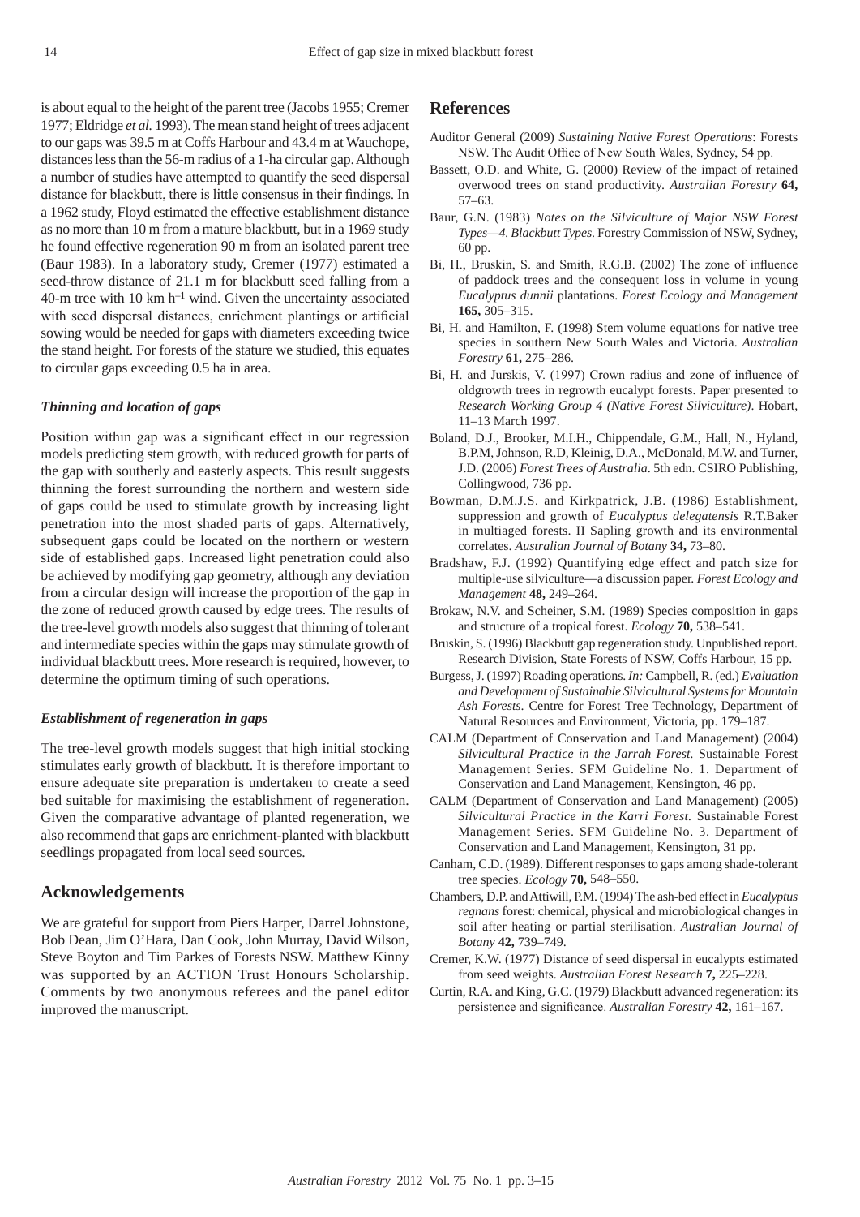is about equal to the height of the parent tree (Jacobs 1955; Cremer 1977; Eldridge *et al.* 1993). The mean stand height of trees adjacent to our gaps was 39.5 m at Coffs Harbour and 43.4 m at Wauchope, distances less than the 56-m radius of a 1-ha circular gap. Although a number of studies have attempted to quantify the seed dispersal distance for blackbutt, there is little consensus in their findings. In a 1962 study, Floyd estimated the effective establishment distance as no more than 10 m from a mature blackbutt, but in a 1969 study he found effective regeneration 90 m from an isolated parent tree (Baur 1983). In a laboratory study, Cremer (1977) estimated a seed-throw distance of 21.1 m for blackbutt seed falling from a 40-m tree with 10 km $h^{-1}$ wind. Given the uncertainty associated with seed dispersal distances, enrichment plantings or artificial sowing would be needed for gaps with diameters exceeding twice the stand height. For forests of the stature we studied, this equates to circular gaps exceeding 0.5 ha in area.

### *Thinning and location of gaps*

Position within gap was a significant effect in our regression models predicting stem growth, with reduced growth for parts of the gap with southerly and easterly aspects. This result suggests thinning the forest surrounding the northern and western side of gaps could be used to stimulate growth by increasing light penetration into the most shaded parts of gaps. Alternatively, subsequent gaps could be located on the northern or western side of established gaps. Increased light penetration could also be achieved by modifying gap geometry, although any deviation from a circular design will increase the proportion of the gap in the zone of reduced growth caused by edge trees. The results of the tree-level growth models also suggest that thinning of tolerant and intermediate species within the gaps may stimulate growth of individual blackbutt trees. More research is required, however, to determine the optimum timing of such operations.

### *Establishment of regeneration in gaps*

The tree-level growth models suggest that high initial stocking stimulates early growth of blackbutt. It is therefore important to ensure adequate site preparation is undertaken to create a seed bed suitable for maximising the establishment of regeneration. Given the comparative advantage of planted regeneration, we also recommend that gaps are enrichment-planted with blackbutt seedlings propagated from local seed sources.

## Acknowledgements

We are grateful for support from Piers Harper, Darrel Johnstone, Bob Dean, Jim O'Hara, Dan Cook, John Murray, David Wilson, Steve Boyton and Tim Parkes of Forests NSW. Matthew Kinny was supported by an ACTION Trust Honours Scholarship. Comments by two anonymous referees and the panel editor improved the manuscript.

## References

Auditor General (2009) *Sustaining Native Forest Operations*: Forests NSW. The Audit Office of New South Wales, Sydney, 54 pp.

Bassett, O.D. and White, G. (2000) Review of the impact of retained overwood trees on stand productivity. *Australian Forestry* **64,** 57–63.

Baur, G.N. (1983) *Notes on the Silviculture of Major NSW Forest Types—4. Blackbutt Types*. Forestry Commission of NSW, Sydney, 60 pp.

Bi, H., Bruskin, S. and Smith, R.G.B. (2002) The zone of influence of paddock trees and the consequent loss in volume in young *Eucalyptus dunnii* plantations. *Forest Ecology and Management* **165,** 305–315.

Bi, H. and Hamilton, F. (1998) Stem volume equations for native tree species in southern New South Wales and Victoria. *Australian Forestry* **61,** 275–286.

Bi, H. and Jurskis, V. (1997) Crown radius and zone of influence of oldgrowth trees in regrowth eucalypt forests. Paper presented to *Research Working Group 4 (Native Forest Silviculture)*. Hobart, 11–13 March 1997.

Boland, D.J., Brooker, M.I.H., Chippendale, G.M., Hall, N., Hyland, B.P.M, Johnson, R.D, Kleinig, D.A., McDonald, M.W. and Turner, J.D. (2006) *Forest Trees of Australia*. 5th edn. CSIRO Publishing, Collingwood, 736 pp.

Bowman, D.M.J.S. and Kirkpatrick, J.B. (1986) Establishment, suppression and growth of *Eucalyptus delegatensis* R.T.Baker in multiaged forests. II Sapling growth and its environmental correlates. *Australian Journal of Botany* **34,** 73–80.

Bradshaw, F.J. (1992) Quantifying edge effect and patch size for multiple-use silviculture—a discussion paper. *Forest Ecology and Management* **48,** 249–264.

Brokaw, N.V. and Scheiner, S.M. (1989) Species composition in gaps and structure of a tropical forest. *Ecology* **70,** 538–541.

Bruskin, S. (1996) Blackbutt gap regeneration study. Unpublished report. Research Division, State Forests of NSW, Coffs Harbour, 15 pp.

Burgess, J. (1997) Roading operations. *In:* Campbell, R. (ed.) *Evaluation and Development of Sustainable Silvicultural Systems for Mountain Ash Forests*. Centre for Forest Tree Technology, Department of Natural Resources and Environment, Victoria, pp. 179–187.

CALM (Department of Conservation and Land Management) (2004) *Silvicultural Practice in the Jarrah Forest*. Sustainable Forest Management Series. SFM Guideline No. 1. Department of Conservation and Land Management, Kensington, 46 pp.

CALM (Department of Conservation and Land Management) (2005) *Silvicultural Practice in the Karri Forest*. Sustainable Forest Management Series. SFM Guideline No. 3. Department of Conservation and Land Management, Kensington, 31 pp.

Canham, C.D. (1989). Different responses to gaps among shade-tolerant tree species. *Ecology* **70,** 548–550.

Chambers, D.P. and Attiwill, P.M. (1994) The ash-bed effect in *Eucalyptus regnans* forest: chemical, physical and microbiological changes in soil after heating or partial sterilisation. *Australian Journal of Botany* **42,** 739–749.

Cremer, K.W. (1977) Distance of seed dispersal in eucalypts estimated from seed weights. *Australian Forest Research* **7,** 225–228.

Curtin, R.A. and King, G.C. (1979) Blackbutt advanced regeneration: its persistence and significance. *Australian Forestry* **42,** 161–167.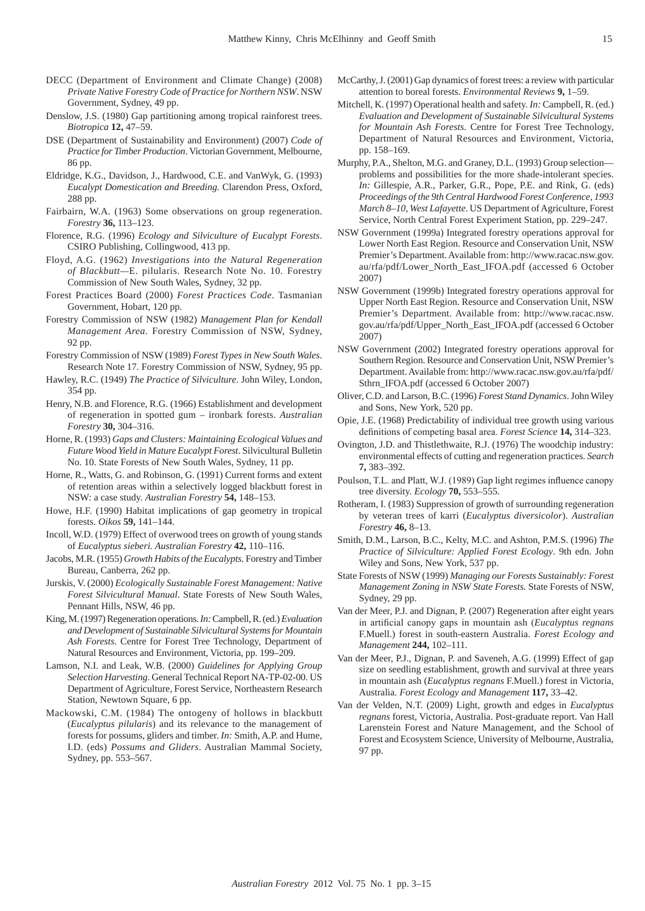DECC (Department of Environment and Climate Change) (2008) *Private Native Forestry Code of Practice for Northern NSW*. NSW Government, Sydney, 49 pp.

Denslow, J.S. (1980) Gap partitioning among tropical rainforest trees. *Biotropica* **12,** 47–59.

DSE (Department of Sustainability and Environment) (2007) *Code of Practice for Timber Production*. Victorian Government, Melbourne, 86 pp.

Eldridge, K.G., Davidson, J., Hardwood, C.E. and VanWyk, G. (1993) *Eucalypt Domestication and Breeding.* Clarendon Press, Oxford, 288 pp.

Fairbairn, W.A. (1963) Some observations on group regeneration. *Forestry* **36,** 113–123.

Florence, R.G. (1996) *Ecology and Silviculture of Eucalypt Forests*. CSIRO Publishing, Collingwood, 413 pp.

Floyd, A.G. (1962) *Investigations into the Natural Regeneration of Blackbutt—*E. pilularis. Research Note No. 10. Forestry Commission of New South Wales, Sydney, 32 pp.

Forest Practices Board (2000) *Forest Practices Code*. Tasmanian Government, Hobart, 120 pp.

Forestry Commission of NSW (1982) *Management Plan for Kendall Management Area*. Forestry Commission of NSW, Sydney, 92 pp.

Forestry Commission of NSW (1989) *Forest Types in New South Wales*. Research Note 17. Forestry Commission of NSW, Sydney, 95 pp.

Hawley, R.C. (1949) *The Practice of Silviculture*. John Wiley, London, 354 pp.

Henry, N.B. and Florence, R.G. (1966) Establishment and development of regeneration in spotted gum – ironbark forests. *Australian Forestry* **30,** 304–316.

Horne, R. (1993) *Gaps and Clusters: Maintaining Ecological Values and Future Wood Yield in Mature Eucalypt Forest*. Silvicultural Bulletin No. 10. State Forests of New South Wales, Sydney, 11 pp.

Horne, R., Watts, G. and Robinson, G. (1991) Current forms and extent of retention areas within a selectively logged blackbutt forest in NSW: a case study. *Australian Forestry* **54,** 148–153.

Howe, H.F. (1990) Habitat implications of gap geometry in tropical forests. *Oikos* **59,** 141–144.

Incoll, W.D. (1979) Effect of overwood trees on growth of young stands of *Eucalyptus sieberi. Australian Forestry* **42,** 110–116.

Jacobs, M.R. (1955) *Growth Habits of the Eucalypts*. Forestry and Timber Bureau, Canberra, 262 pp.

Jurskis, V. (2000) *Ecologically Sustainable Forest Management: Native Forest Silvicultural Manual*. State Forests of New South Wales, Pennant Hills, NSW, 46 pp.

King, M. (1997) Regeneration operations. *In:* Campbell, R. (ed.) *Evaluation and Development of Sustainable Silvicultural Systems for Mountain Ash Forests*. Centre for Forest Tree Technology, Department of Natural Resources and Environment, Victoria, pp. 199–209.

Lamson, N.I. and Leak, W.B. (2000) *Guidelines for Applying Group Selection Harvesting*. General Technical Report NA-TP-02-00. US Department of Agriculture, Forest Service, Northeastern Research Station, Newtown Square, 6 pp.

Mackowski, C.M. (1984) The ontogeny of hollows in blackbutt (*Eucalyptus pilularis*) and its relevance to the management of forests for possums, gliders and timber. *In:* Smith, A.P. and Hume, I.D. (eds) *Possums and Gliders*. Australian Mammal Society, Sydney, pp. 553–567.

McCarthy, J. (2001) Gap dynamics of forest trees: a review with particular attention to boreal forests. *Environmental Reviews* **9,** 1–59.

Mitchell, K. (1997) Operational health and safety. *In:* Campbell, R. (ed.) *Evaluation and Development of Sustainable Silvicultural Systems for Mountain Ash Forests*. Centre for Forest Tree Technology, Department of Natural Resources and Environment, Victoria, pp. 158–169.

Murphy, P.A., Shelton, M.G. and Graney, D.L. (1993) Group selection—problems and possibilities for the more shade-intolerant species. *In:* Gillespie, A.R., Parker, G.R., Pope, P.E. and Rink, G. (eds) *Proceedings of the 9th Central Hardwood Forest Conference, 1993 March 8–10, West Lafayette*. US Department of Agriculture, Forest Service, North Central Forest Experiment Station, pp. 229–247.

NSW Government (1999a) Integrated forestry operations approval for Lower North East Region. Resource and Conservation Unit, NSW Premier's Department. Available from: http://www.racac.nsw.gov.au/rfa/pdf/Lower_North_East_IFOA.pdf (accessed 6 October 2007)

NSW Government (1999b) Integrated forestry operations approval for Upper North East Region. Resource and Conservation Unit, NSW Premier's Department. Available from: http://www.racac.nsw.gov.au/rfa/pdf/Upper_North_East_IFOA.pdf (accessed 6 October 2007)

NSW Government (2002) Integrated forestry operations approval for Southern Region. Resource and Conservation Unit, NSW Premier's Department. Available from: http://www.racac.nsw.gov.au/rfa/pdf/Sthrn_IFOA.pdf (accessed 6 October 2007)

Oliver, C.D. and Larson, B.C. (1996) *Forest Stand Dynamics*. John Wiley and Sons, New York, 520 pp.

Opie, J.E. (1968) Predictability of individual tree growth using various definitions of competing basal area. *Forest Science* **14,** 314–323.

Ovington, J.D. and Thistlethwaite, R.J. (1976) The woodchip industry: environmental effects of cutting and regeneration practices. *Search* **7,** 383–392.

Poulson, T.L. and Platt, W.J. (1989) Gap light regimes influence canopy tree diversity. *Ecology* **70,** 553–555.

Rotheram, I. (1983) Suppression of growth of surrounding regeneration by veteran trees of karri (*Eucalyptus diversicolor*). *Australian Forestry* **46,** 8–13.

Smith, D.M., Larson, B.C., Kelty, M.C. and Ashton, P.M.S. (1996) *The Practice of Silviculture: Applied Forest Ecology*. 9th edn. John Wiley and Sons, New York, 537 pp.

State Forests of NSW (1999) *Managing our Forests Sustainably: Forest Management Zoning in NSW State Forests.* State Forests of NSW, Sydney, 29 pp.

Van der Meer, P.J. and Dignan, P. (2007) Regeneration after eight years in artificial canopy gaps in mountain ash (*Eucalyptus regnans* F.Muell.) forest in south-eastern Australia. *Forest Ecology and Management* **244,** 102–111.

Van der Meer, P.J., Dignan, P. and Saveneh, A.G. (1999) Effect of gap size on seedling establishment, growth and survival at three years in mountain ash (*Eucalyptus regnans* F.Muell.) forest in Victoria, Australia. *Forest Ecology and Management* **117,** 33–42.

Van der Velden, N.T. (2009) Light, growth and edges in *Eucalyptus regnans* forest, Victoria, Australia. Post-graduate report. Van Hall Larenstein Forest and Nature Management, and the School of Forest and Ecosystem Science, University of Melbourne, Australia, 97 pp.